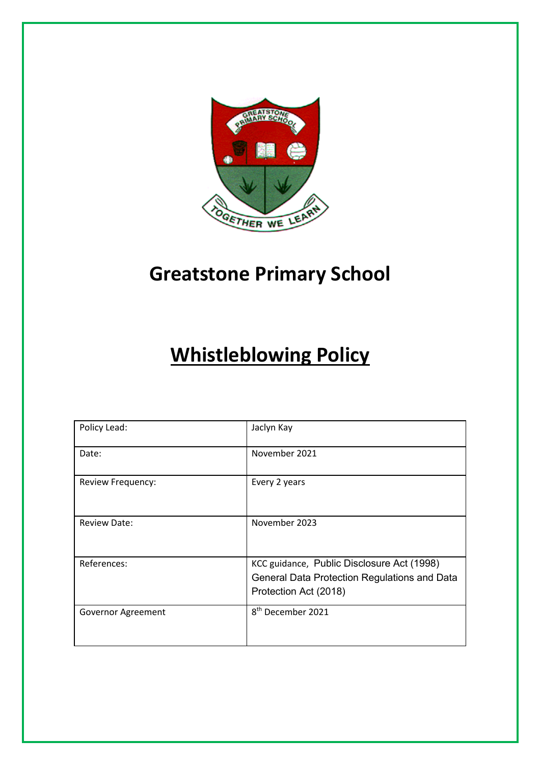# Greatstone Primary School

# Whistleblowing Policy

| Policy Lead: | Jaclyn Kay |
|---|---|
| Date: | November 2021 |
| Review Frequency: | Every 2 years |
| Review Date: | November 2023 |
| References: | KCC guidance, Public Disclosure Act (1998) General Data Protection Regulations and Data Protection Act (2018) |
| Governor Agreement | 8th December 2021 |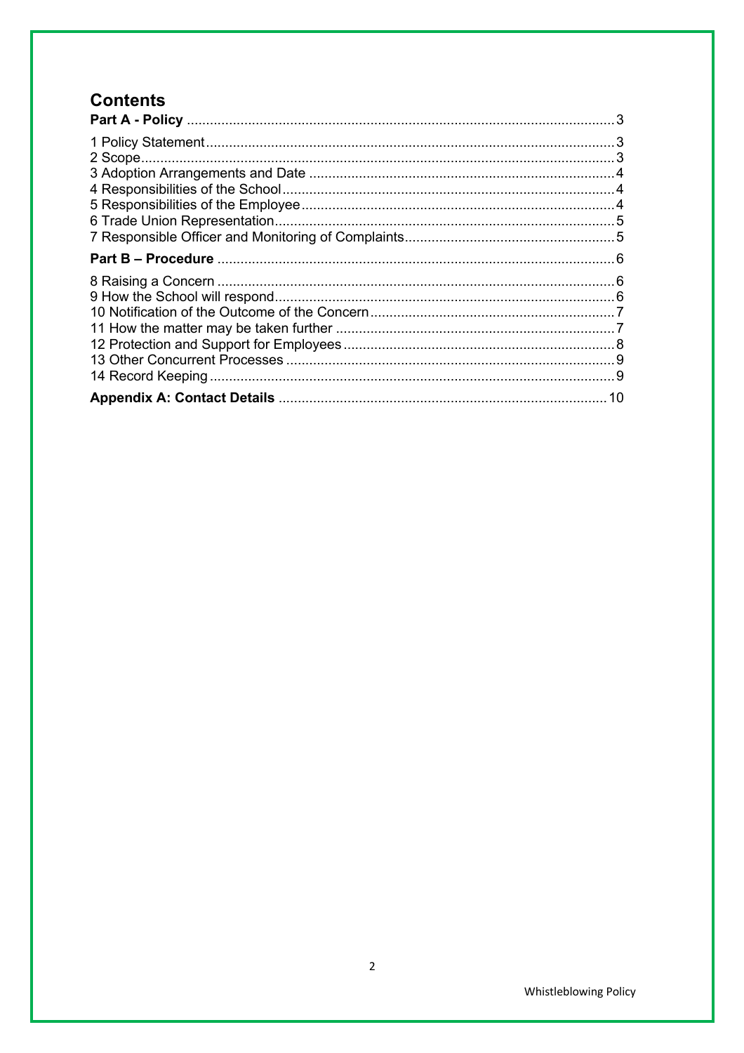## Contents

**Part A - Policy** ... 3

1 Policy Statement ... 3
2 Scope ... 3
3 Adoption Arrangements and Date ... 4
4 Responsibilities of the School ... 4
5 Responsibilities of the Employee ... 4
6 Trade Union Representation ... 5
7 Responsible Officer and Monitoring of Complaints ... 5

**Part B – Procedure** ... 6

8 Raising a Concern ... 6
9 How the School will respond ... 6
10 Notification of the Outcome of the Concern ... 7
11 How the matter may be taken further ... 7
12 Protection and Support for Employees ... 8
13 Other Concurrent Processes ... 9
14 Record Keeping ... 9

**Appendix A: Contact Details** ... 10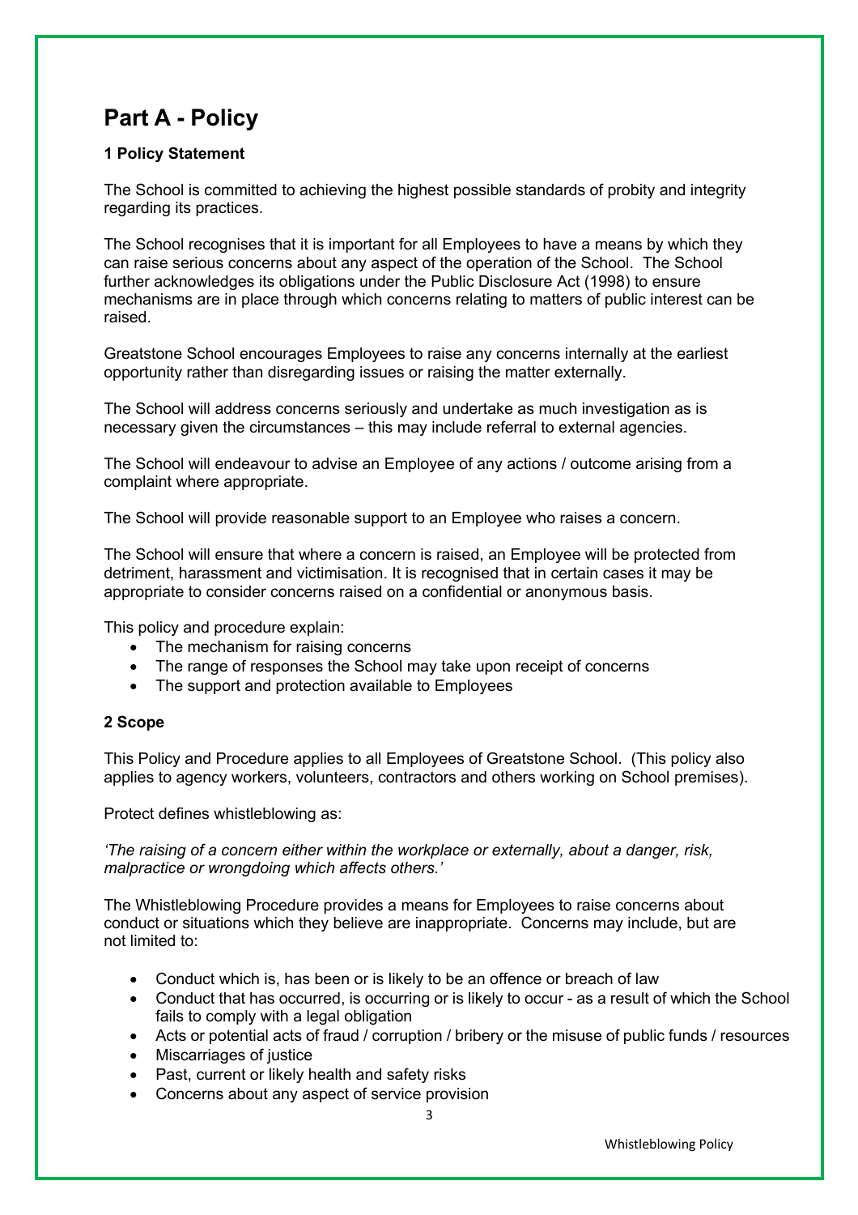# Part A - Policy

### 1 Policy Statement

The School is committed to achieving the highest possible standards of probity and integrity regarding its practices.

The School recognises that it is important for all Employees to have a means by which they can raise serious concerns about any aspect of the operation of the School. The School further acknowledges its obligations under the Public Disclosure Act (1998) to ensure mechanisms are in place through which concerns relating to matters of public interest can be raised.

Greatstone School encourages Employees to raise any concerns internally at the earliest opportunity rather than disregarding issues or raising the matter externally.

The School will address concerns seriously and undertake as much investigation as is necessary given the circumstances – this may include referral to external agencies.

The School will endeavour to advise an Employee of any actions / outcome arising from a complaint where appropriate.

The School will provide reasonable support to an Employee who raises a concern.

The School will ensure that where a concern is raised, an Employee will be protected from detriment, harassment and victimisation. It is recognised that in certain cases it may be appropriate to consider concerns raised on a confidential or anonymous basis.

This policy and procedure explain:

- The mechanism for raising concerns
- The range of responses the School may take upon receipt of concerns
- The support and protection available to Employees

### 2 Scope

This Policy and Procedure applies to all Employees of Greatstone School. (This policy also applies to agency workers, volunteers, contractors and others working on School premises).

Protect defines whistleblowing as:

*'The raising of a concern either within the workplace or externally, about a danger, risk, malpractice or wrongdoing which affects others.'*

The Whistleblowing Procedure provides a means for Employees to raise concerns about conduct or situations which they believe are inappropriate. Concerns may include, but are not limited to:

- Conduct which is, has been or is likely to be an offence or breach of law
- Conduct that has occurred, is occurring or is likely to occur - as a result of which the School fails to comply with a legal obligation
- Acts or potential acts of fraud / corruption / bribery or the misuse of public funds / resources
- Miscarriages of justice
- Past, current or likely health and safety risks
- Concerns about any aspect of service provision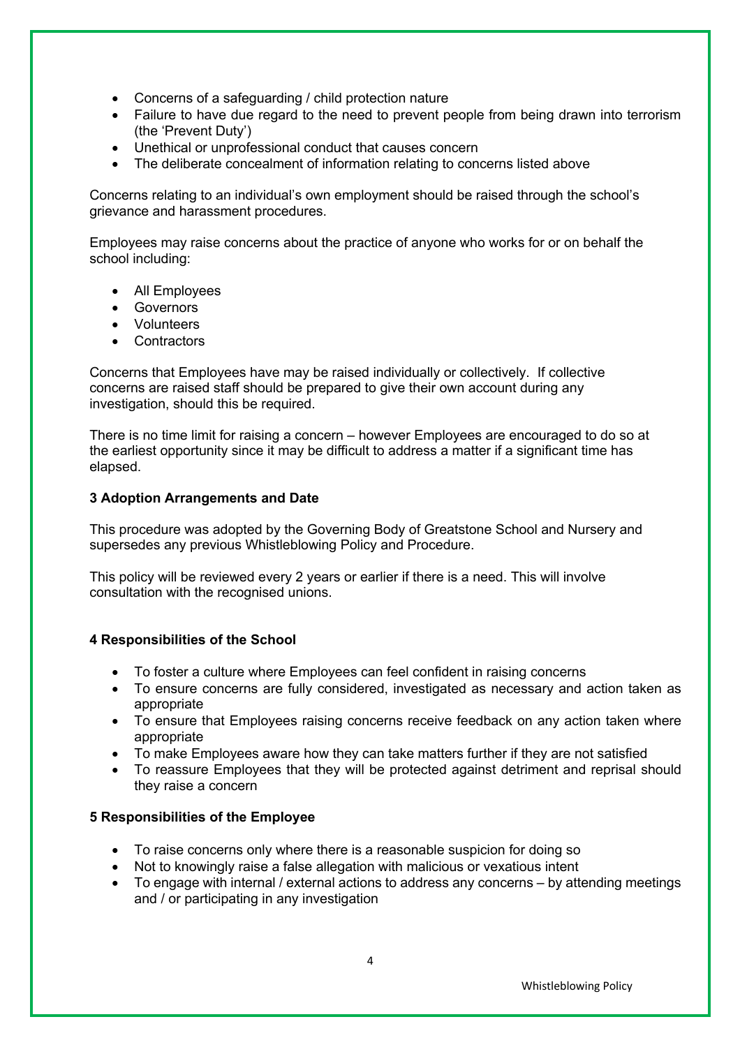- Concerns of a safeguarding / child protection nature
- Failure to have due regard to the need to prevent people from being drawn into terrorism (the 'Prevent Duty')
- Unethical or unprofessional conduct that causes concern
- The deliberate concealment of information relating to concerns listed above

Concerns relating to an individual's own employment should be raised through the school's grievance and harassment procedures.

Employees may raise concerns about the practice of anyone who works for or on behalf the school including:

- All Employees
- Governors
- Volunteers
- Contractors

Concerns that Employees have may be raised individually or collectively. If collective concerns are raised staff should be prepared to give their own account during any investigation, should this be required.

There is no time limit for raising a concern – however Employees are encouraged to do so at the earliest opportunity since it may be difficult to address a matter if a significant time has elapsed.

**3 Adoption Arrangements and Date**

This procedure was adopted by the Governing Body of Greatstone School and Nursery and supersedes any previous Whistleblowing Policy and Procedure.

This policy will be reviewed every 2 years or earlier if there is a need. This will involve consultation with the recognised unions.

**4 Responsibilities of the School**

- To foster a culture where Employees can feel confident in raising concerns
- To ensure concerns are fully considered, investigated as necessary and action taken as appropriate
- To ensure that Employees raising concerns receive feedback on any action taken where appropriate
- To make Employees aware how they can take matters further if they are not satisfied
- To reassure Employees that they will be protected against detriment and reprisal should they raise a concern

**5 Responsibilities of the Employee**

- To raise concerns only where there is a reasonable suspicion for doing so
- Not to knowingly raise a false allegation with malicious or vexatious intent
- To engage with internal / external actions to address any concerns – by attending meetings and / or participating in any investigation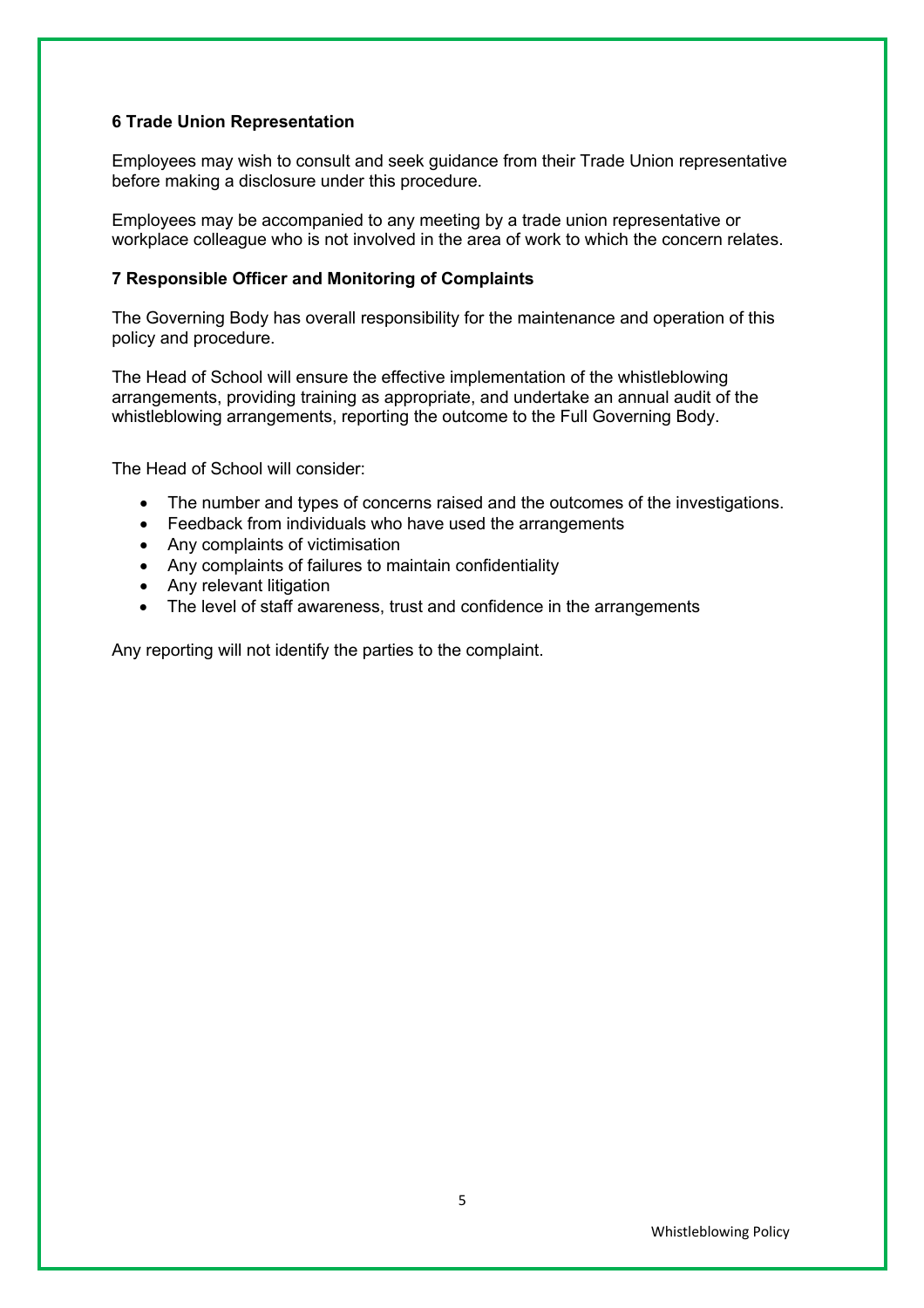### 6 Trade Union Representation

Employees may wish to consult and seek guidance from their Trade Union representative before making a disclosure under this procedure.

Employees may be accompanied to any meeting by a trade union representative or workplace colleague who is not involved in the area of work to which the concern relates.

### 7 Responsible Officer and Monitoring of Complaints

The Governing Body has overall responsibility for the maintenance and operation of this policy and procedure.

The Head of School will ensure the effective implementation of the whistleblowing arrangements, providing training as appropriate, and undertake an annual audit of the whistleblowing arrangements, reporting the outcome to the Full Governing Body.

The Head of School will consider:

- The number and types of concerns raised and the outcomes of the investigations.
- Feedback from individuals who have used the arrangements
- Any complaints of victimisation
- Any complaints of failures to maintain confidentiality
- Any relevant litigation
- The level of staff awareness, trust and confidence in the arrangements

Any reporting will not identify the parties to the complaint.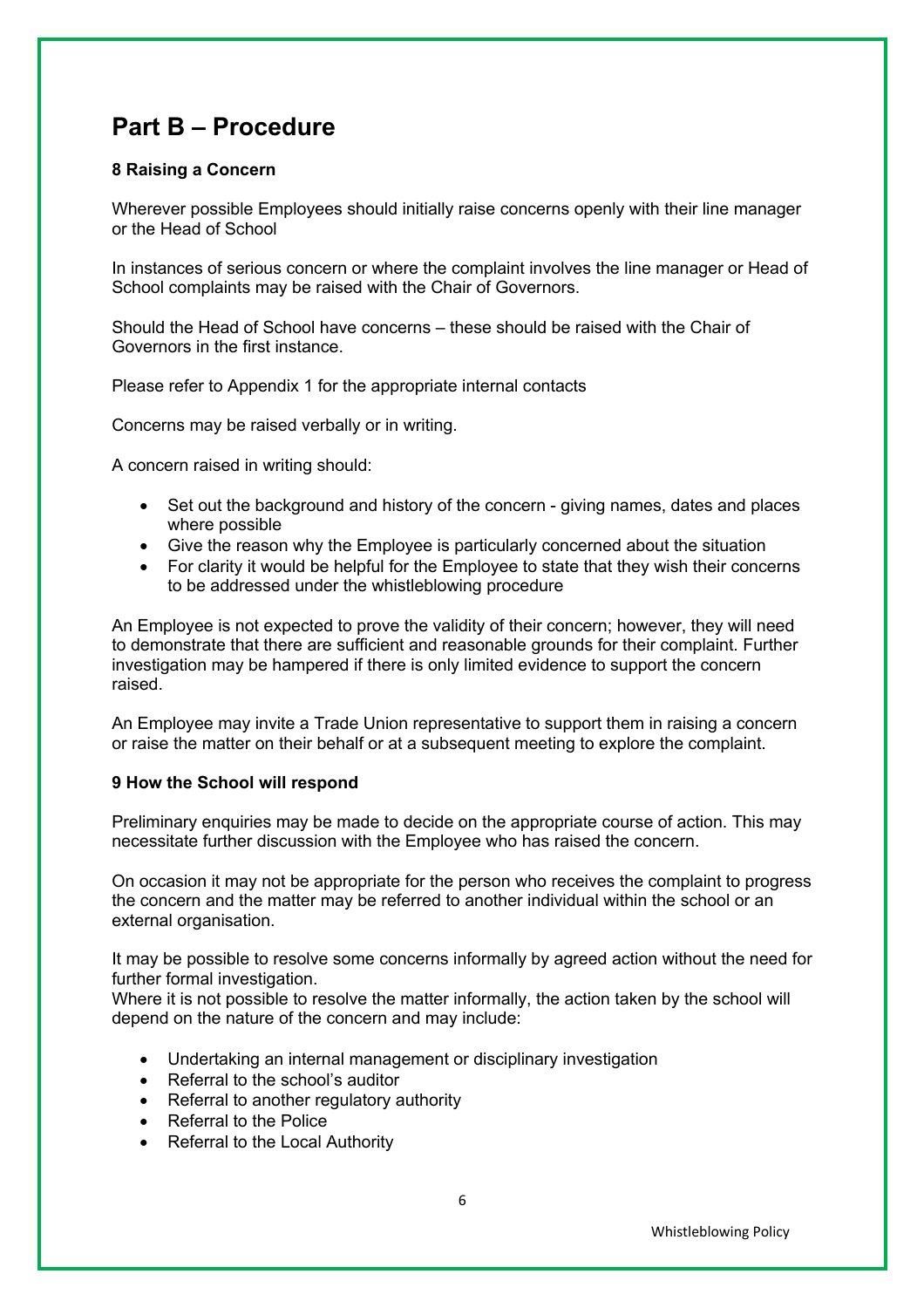# Part B – Procedure

**8 Raising a Concern**

Wherever possible Employees should initially raise concerns openly with their line manager or the Head of School

In instances of serious concern or where the complaint involves the line manager or Head of School complaints may be raised with the Chair of Governors.

Should the Head of School have concerns – these should be raised with the Chair of Governors in the first instance.

Please refer to Appendix 1 for the appropriate internal contacts

Concerns may be raised verbally or in writing.

A concern raised in writing should:

- Set out the background and history of the concern - giving names, dates and places where possible
- Give the reason why the Employee is particularly concerned about the situation
- For clarity it would be helpful for the Employee to state that they wish their concerns to be addressed under the whistleblowing procedure

An Employee is not expected to prove the validity of their concern; however, they will need to demonstrate that there are sufficient and reasonable grounds for their complaint. Further investigation may be hampered if there is only limited evidence to support the concern raised.

An Employee may invite a Trade Union representative to support them in raising a concern or raise the matter on their behalf or at a subsequent meeting to explore the complaint.

**9 How the School will respond**

Preliminary enquiries may be made to decide on the appropriate course of action. This may necessitate further discussion with the Employee who has raised the concern.

On occasion it may not be appropriate for the person who receives the complaint to progress the concern and the matter may be referred to another individual within the school or an external organisation.

It may be possible to resolve some concerns informally by agreed action without the need for further formal investigation.
Where it is not possible to resolve the matter informally, the action taken by the school will depend on the nature of the concern and may include:

- Undertaking an internal management or disciplinary investigation
- Referral to the school's auditor
- Referral to another regulatory authority
- Referral to the Police
- Referral to the Local Authority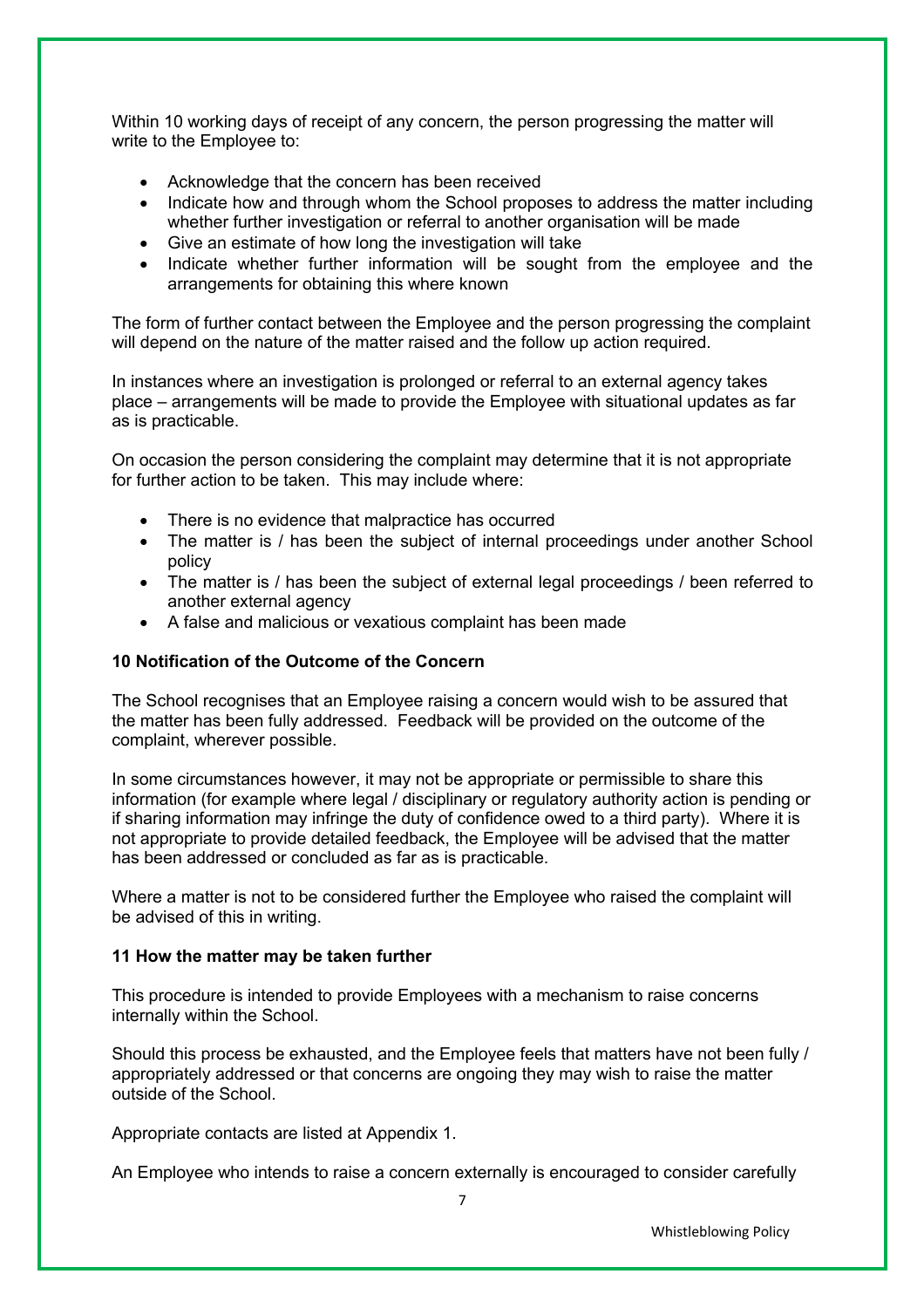Within 10 working days of receipt of any concern, the person progressing the matter will write to the Employee to:

- Acknowledge that the concern has been received
- Indicate how and through whom the School proposes to address the matter including whether further investigation or referral to another organisation will be made
- Give an estimate of how long the investigation will take
- Indicate whether further information will be sought from the employee and the arrangements for obtaining this where known

The form of further contact between the Employee and the person progressing the complaint will depend on the nature of the matter raised and the follow up action required.

In instances where an investigation is prolonged or referral to an external agency takes place – arrangements will be made to provide the Employee with situational updates as far as is practicable.

On occasion the person considering the complaint may determine that it is not appropriate for further action to be taken. This may include where:

- There is no evidence that malpractice has occurred
- The matter is / has been the subject of internal proceedings under another School policy
- The matter is / has been the subject of external legal proceedings / been referred to another external agency
- A false and malicious or vexatious complaint has been made

**10 Notification of the Outcome of the Concern**

The School recognises that an Employee raising a concern would wish to be assured that the matter has been fully addressed. Feedback will be provided on the outcome of the complaint, wherever possible.

In some circumstances however, it may not be appropriate or permissible to share this information (for example where legal / disciplinary or regulatory authority action is pending or if sharing information may infringe the duty of confidence owed to a third party). Where it is not appropriate to provide detailed feedback, the Employee will be advised that the matter has been addressed or concluded as far as is practicable.

Where a matter is not to be considered further the Employee who raised the complaint will be advised of this in writing.

**11 How the matter may be taken further**

This procedure is intended to provide Employees with a mechanism to raise concerns internally within the School.

Should this process be exhausted, and the Employee feels that matters have not been fully / appropriately addressed or that concerns are ongoing they may wish to raise the matter outside of the School.

Appropriate contacts are listed at Appendix 1.

An Employee who intends to raise a concern externally is encouraged to consider carefully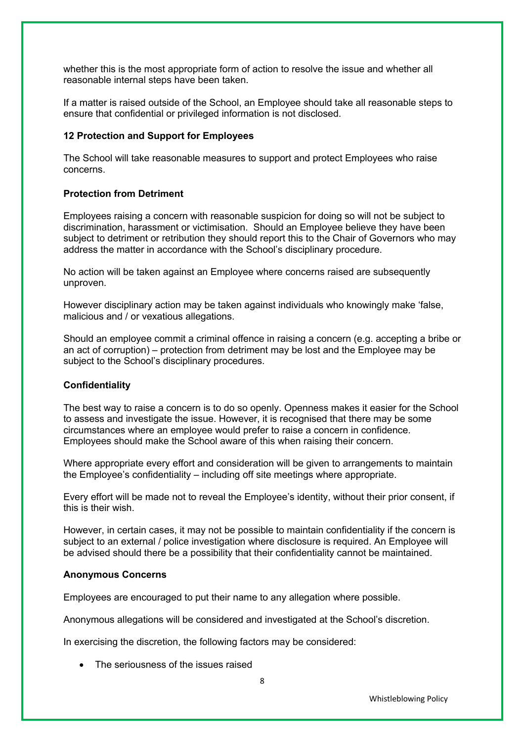whether this is the most appropriate form of action to resolve the issue and whether all reasonable internal steps have been taken.

If a matter is raised outside of the School, an Employee should take all reasonable steps to ensure that confidential or privileged information is not disclosed.

### 12 Protection and Support for Employees

The School will take reasonable measures to support and protect Employees who raise concerns.

**Protection from Detriment**

Employees raising a concern with reasonable suspicion for doing so will not be subject to discrimination, harassment or victimisation. Should an Employee believe they have been subject to detriment or retribution they should report this to the Chair of Governors who may address the matter in accordance with the School's disciplinary procedure.

No action will be taken against an Employee where concerns raised are subsequently unproven.

However disciplinary action may be taken against individuals who knowingly make 'false, malicious and / or vexatious allegations.

Should an employee commit a criminal offence in raising a concern (e.g. accepting a bribe or an act of corruption) – protection from detriment may be lost and the Employee may be subject to the School's disciplinary procedures.

**Confidentiality**

The best way to raise a concern is to do so openly. Openness makes it easier for the School to assess and investigate the issue. However, it is recognised that there may be some circumstances where an employee would prefer to raise a concern in confidence. Employees should make the School aware of this when raising their concern.

Where appropriate every effort and consideration will be given to arrangements to maintain the Employee's confidentiality – including off site meetings where appropriate.

Every effort will be made not to reveal the Employee's identity, without their prior consent, if this is their wish.

However, in certain cases, it may not be possible to maintain confidentiality if the concern is subject to an external / police investigation where disclosure is required. An Employee will be advised should there be a possibility that their confidentiality cannot be maintained.

**Anonymous Concerns**

Employees are encouraged to put their name to any allegation where possible.

Anonymous allegations will be considered and investigated at the School's discretion.

In exercising the discretion, the following factors may be considered:

- The seriousness of the issues raised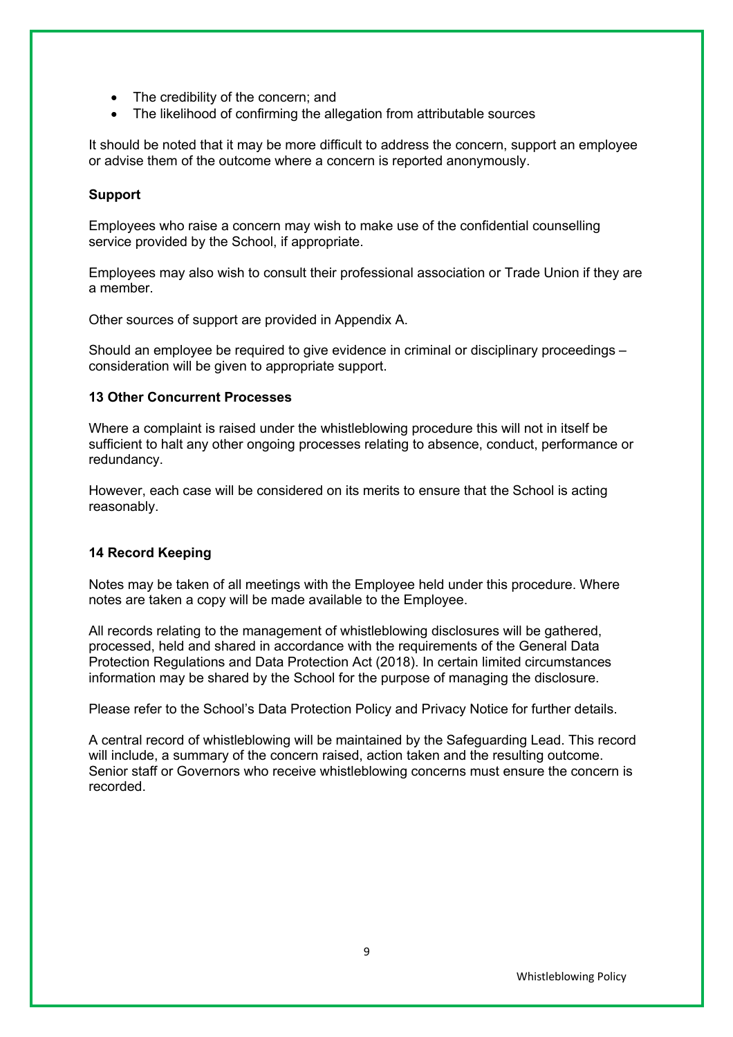- The credibility of the concern; and
- The likelihood of confirming the allegation from attributable sources

It should be noted that it may be more difficult to address the concern, support an employee or advise them of the outcome where a concern is reported anonymously.

**Support**

Employees who raise a concern may wish to make use of the confidential counselling service provided by the School, if appropriate.

Employees may also wish to consult their professional association or Trade Union if they are a member.

Other sources of support are provided in Appendix A.

Should an employee be required to give evidence in criminal or disciplinary proceedings – consideration will be given to appropriate support.

**13 Other Concurrent Processes**

Where a complaint is raised under the whistleblowing procedure this will not in itself be sufficient to halt any other ongoing processes relating to absence, conduct, performance or redundancy.

However, each case will be considered on its merits to ensure that the School is acting reasonably.

**14 Record Keeping**

Notes may be taken of all meetings with the Employee held under this procedure. Where notes are taken a copy will be made available to the Employee.

All records relating to the management of whistleblowing disclosures will be gathered, processed, held and shared in accordance with the requirements of the General Data Protection Regulations and Data Protection Act (2018). In certain limited circumstances information may be shared by the School for the purpose of managing the disclosure.

Please refer to the School's Data Protection Policy and Privacy Notice for further details.

A central record of whistleblowing will be maintained by the Safeguarding Lead. This record will include, a summary of the concern raised, action taken and the resulting outcome. Senior staff or Governors who receive whistleblowing concerns must ensure the concern is recorded.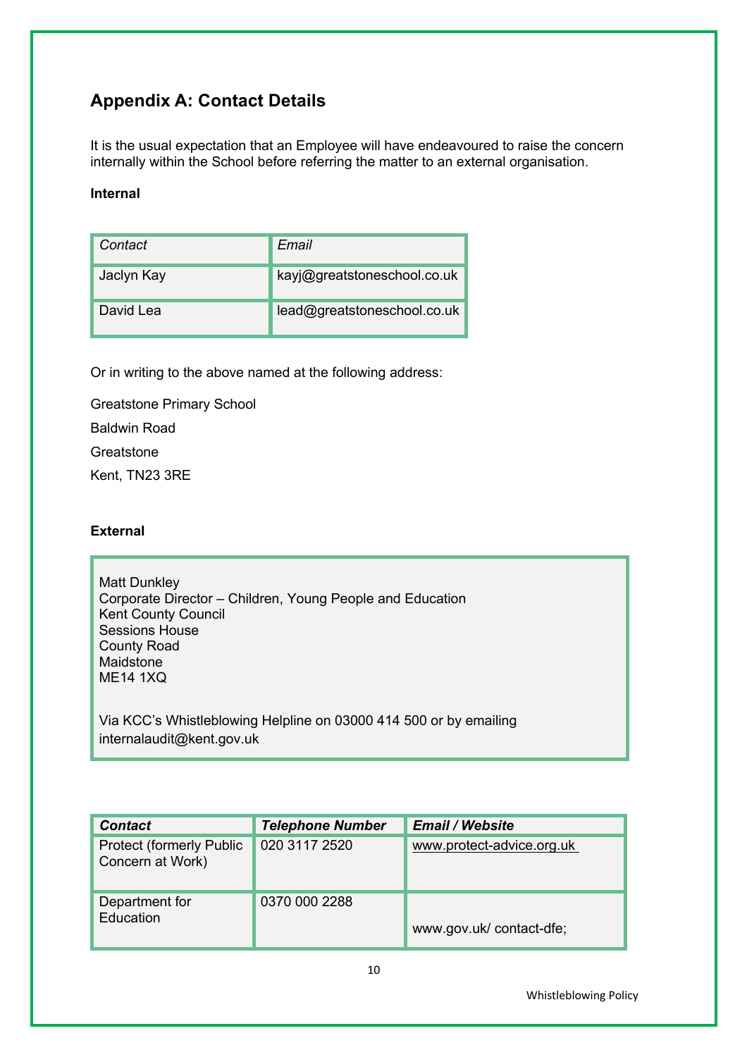## Appendix A: Contact Details

It is the usual expectation that an Employee will have endeavoured to raise the concern internally within the School before referring the matter to an external organisation.

**Internal**

| *Contact* | *Email* |
|---|---|
| Jaclyn Kay | kayj@greatstoneschool.co.uk |
| David Lea | lead@greatstoneschool.co.uk |

Or in writing to the above named at the following address:

Greatstone Primary School

Baldwin Road

Greatstone

Kent, TN23 3RE

**External**

Matt Dunkley
Corporate Director – Children, Young People and Education
Kent County Council
Sessions House
County Road
Maidstone
ME14 1XQ

Via KCC's Whistleblowing Helpline on 03000 414 500 or by emailing internalaudit@kent.gov.uk

| ***Contact*** | ***Telephone Number*** | ***Email / Website*** |
|---|---|---|
| Protect (formerly Public Concern at Work) | 020 3117 2520 | www.protect-advice.org.uk |
| Department for Education | 0370 000 2288 | www.gov.uk/ contact-dfe; |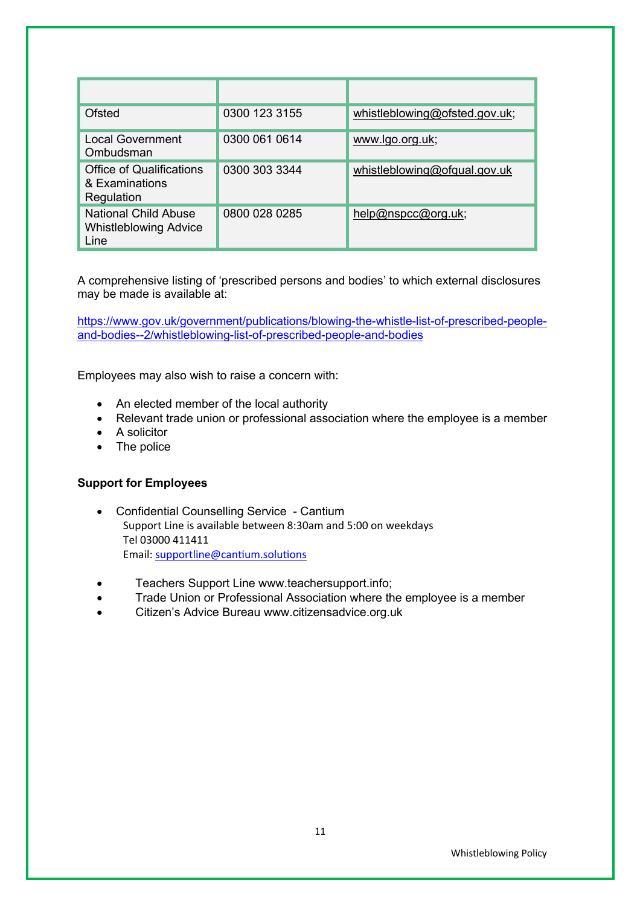| | | |
|---|---|---|
| Ofsted | 0300 123 3155 | whistleblowing@ofsted.gov.uk; |
| Local Government Ombudsman | 0300 061 0614 | www.lgo.org.uk; |
| Office of Qualifications & Examinations Regulation | 0300 303 3344 | whistleblowing@ofqual.gov.uk |
| National Child Abuse Whistleblowing Advice Line | 0800 028 0285 | help@nspcc@org.uk; |

A comprehensive listing of 'prescribed persons and bodies' to which external disclosures may be made is available at:

https://www.gov.uk/government/publications/blowing-the-whistle-list-of-prescribed-people-and-bodies--2/whistleblowing-list-of-prescribed-people-and-bodies

Employees may also wish to raise a concern with:

- An elected member of the local authority
- Relevant trade union or professional association where the employee is a member
- A solicitor
- The police

**Support for Employees**

- Confidential Counselling Service - Cantium
  Support Line is available between 8:30am and 5:00 on weekdays
  Tel 03000 411411
  Email: supportline@cantium.solutions

- Teachers Support Line www.teachersupport.info;
- Trade Union or Professional Association where the employee is a member
- Citizen's Advice Bureau www.citizensadvice.org.uk